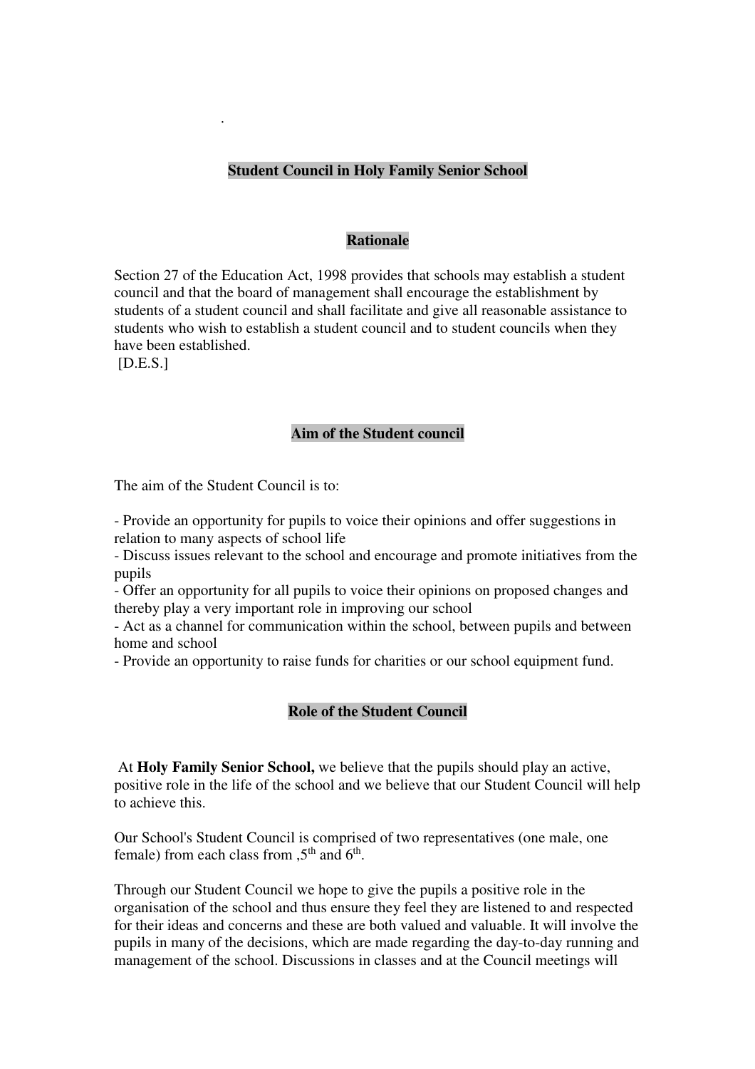.

## Student Council in Holy Family Senior School

### Rationale

Section 27 of the Education Act, 1998 provides that schools may establish a student council and that the board of management shall encourage the establishment by students of a student council and shall facilitate and give all reasonable assistance to students who wish to establish a student council and to student councils when they have been established.
[D.E.S.]

### Aim of the Student council

The aim of the Student Council is to:

- Provide an opportunity for pupils to voice their opinions and offer suggestions in relation to many aspects of school life
- Discuss issues relevant to the school and encourage and promote initiatives from the pupils
- Offer an opportunity for all pupils to voice their opinions on proposed changes and thereby play a very important role in improving our school
- Act as a channel for communication within the school, between pupils and between home and school
- Provide an opportunity to raise funds for charities or our school equipment fund.

### Role of the Student Council

At **Holy Family Senior School,** we believe that the pupils should play an active, positive role in the life of the school and we believe that our Student Council will help to achieve this.

Our School's Student Council is comprised of two representatives (one male, one female) from each class from ,5th and 6th.

Through our Student Council we hope to give the pupils a positive role in the organisation of the school and thus ensure they feel they are listened to and respected for their ideas and concerns and these are both valued and valuable. It will involve the pupils in many of the decisions, which are made regarding the day-to-day running and management of the school. Discussions in classes and at the Council meetings will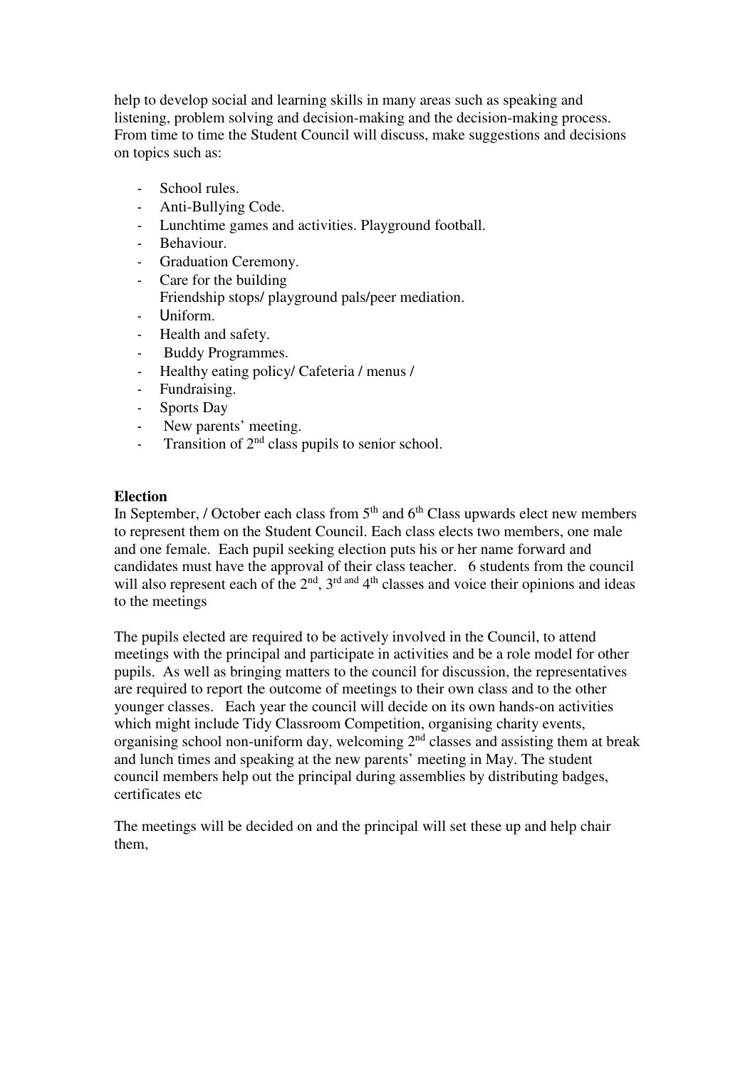help to develop social and learning skills in many areas such as speaking and listening, problem solving and decision-making and the decision-making process. From time to time the Student Council will discuss, make suggestions and decisions on topics such as:

- School rules.
- Anti-Bullying Code.
- Lunchtime games and activities. Playground football.
- Behaviour.
- Graduation Ceremony.
- Care for the building
  Friendship stops/ playground pals/peer mediation.
- Uniform.
- Health and safety.
- Buddy Programmes.
- Healthy eating policy/ Cafeteria / menus /
- Fundraising.
- Sports Day
- New parents' meeting.
- Transition of 2nd class pupils to senior school.

**Election**

In September, / October each class from 5th and 6th Class upwards elect new members to represent them on the Student Council. Each class elects two members, one male and one female. Each pupil seeking election puts his or her name forward and candidates must have the approval of their class teacher. 6 students from the council will also represent each of the 2nd, 3rd and 4th classes and voice their opinions and ideas to the meetings

The pupils elected are required to be actively involved in the Council, to attend meetings with the principal and participate in activities and be a role model for other pupils. As well as bringing matters to the council for discussion, the representatives are required to report the outcome of meetings to their own class and to the other younger classes. Each year the council will decide on its own hands-on activities which might include Tidy Classroom Competition, organising charity events, organising school non-uniform day, welcoming 2nd classes and assisting them at break and lunch times and speaking at the new parents' meeting in May. The student council members help out the principal during assemblies by distributing badges, certificates etc

The meetings will be decided on and the principal will set these up and help chair them,